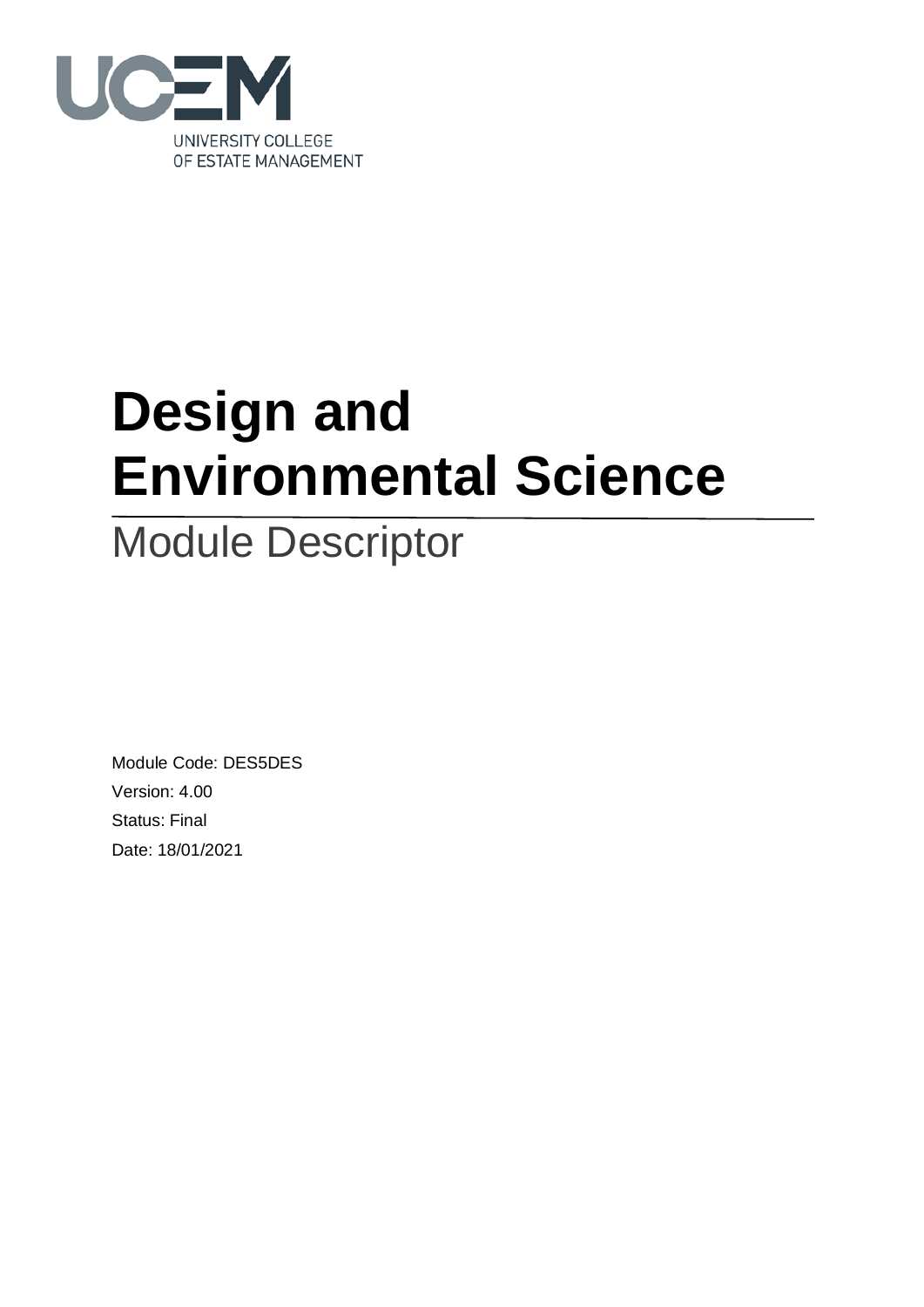UNIVERSITY COLLEGE
OF ESTATE MANAGEMENT

# Design and Environmental Science

## Module Descriptor

Module Code: DES5DES

Version: 4.00

Status: Final

Date: 18/01/2021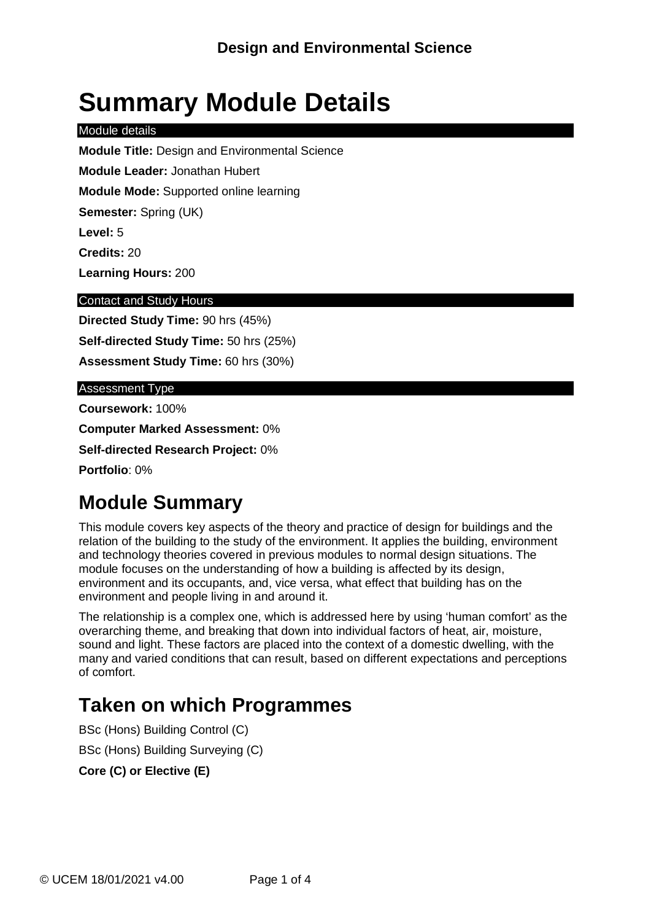# Summary Module Details

Module details

**Module Title:** Design and Environmental Science

**Module Leader:** Jonathan Hubert

**Module Mode:** Supported online learning

**Semester:** Spring (UK)

**Level:** 5

**Credits:** 20

**Learning Hours:** 200

Contact and Study Hours

**Directed Study Time:** 90 hrs (45%)

**Self-directed Study Time:** 50 hrs (25%)

**Assessment Study Time:** 60 hrs (30%)

Assessment Type

**Coursework:** 100%

**Computer Marked Assessment:** 0%

**Self-directed Research Project:** 0%

**Portfolio**: 0%

## Module Summary

This module covers key aspects of the theory and practice of design for buildings and the relation of the building to the study of the environment. It applies the building, environment and technology theories covered in previous modules to normal design situations. The module focuses on the understanding of how a building is affected by its design, environment and its occupants, and, vice versa, what effect that building has on the environment and people living in and around it.

The relationship is a complex one, which is addressed here by using 'human comfort' as the overarching theme, and breaking that down into individual factors of heat, air, moisture, sound and light. These factors are placed into the context of a domestic dwelling, with the many and varied conditions that can result, based on different expectations and perceptions of comfort.

## Taken on which Programmes

BSc (Hons) Building Control (C)

BSc (Hons) Building Surveying (C)

**Core (C) or Elective (E)**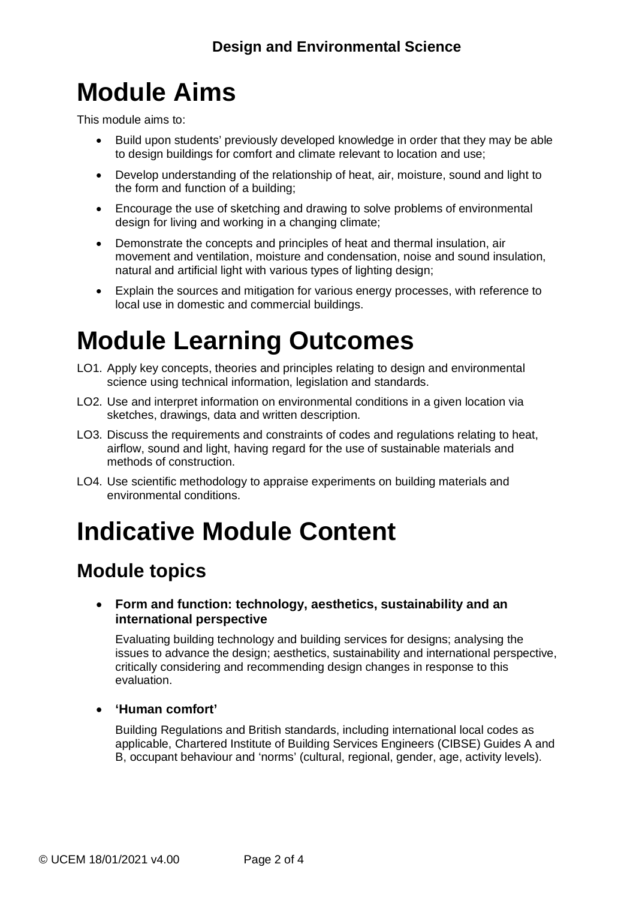# Module Aims

This module aims to:

- Build upon students' previously developed knowledge in order that they may be able to design buildings for comfort and climate relevant to location and use;
- Develop understanding of the relationship of heat, air, moisture, sound and light to the form and function of a building;
- Encourage the use of sketching and drawing to solve problems of environmental design for living and working in a changing climate;
- Demonstrate the concepts and principles of heat and thermal insulation, air movement and ventilation, moisture and condensation, noise and sound insulation, natural and artificial light with various types of lighting design;
- Explain the sources and mitigation for various energy processes, with reference to local use in domestic and commercial buildings.

# Module Learning Outcomes

LO1. Apply key concepts, theories and principles relating to design and environmental science using technical information, legislation and standards.

LO2. Use and interpret information on environmental conditions in a given location via sketches, drawings, data and written description.

LO3. Discuss the requirements and constraints of codes and regulations relating to heat, airflow, sound and light, having regard for the use of sustainable materials and methods of construction.

LO4. Use scientific methodology to appraise experiments on building materials and environmental conditions.

# Indicative Module Content

## Module topics

- **Form and function: technology, aesthetics, sustainability and an international perspective**

  Evaluating building technology and building services for designs; analysing the issues to advance the design; aesthetics, sustainability and international perspective, critically considering and recommending design changes in response to this evaluation.

- **'Human comfort'**

  Building Regulations and British standards, including international local codes as applicable, Chartered Institute of Building Services Engineers (CIBSE) Guides A and B, occupant behaviour and 'norms' (cultural, regional, gender, age, activity levels).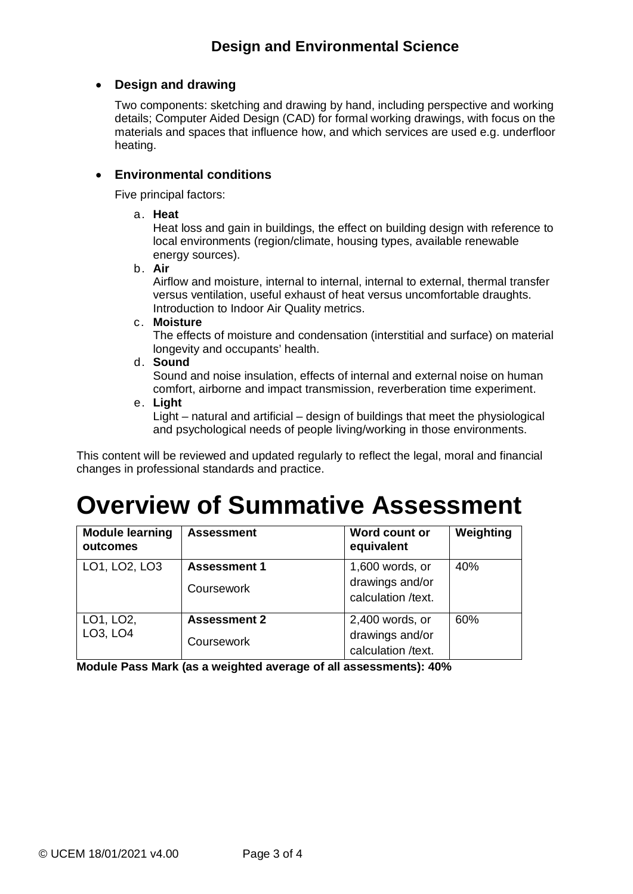- **Design and drawing**

  Two components: sketching and drawing by hand, including perspective and working details; Computer Aided Design (CAD) for formal working drawings, with focus on the materials and spaces that influence how, and which services are used e.g. underfloor heating.

- **Environmental conditions**

  Five principal factors:

  a. **Heat**
     Heat loss and gain in buildings, the effect on building design with reference to local environments (region/climate, housing types, available renewable energy sources).
  b. **Air**
     Airflow and moisture, internal to internal, internal to external, thermal transfer versus ventilation, useful exhaust of heat versus uncomfortable draughts. Introduction to Indoor Air Quality metrics.
  c. **Moisture**
     The effects of moisture and condensation (interstitial and surface) on material longevity and occupants' health.
  d. **Sound**
     Sound and noise insulation, effects of internal and external noise on human comfort, airborne and impact transmission, reverberation time experiment.
  e. **Light**
     Light – natural and artificial – design of buildings that meet the physiological and psychological needs of people living/working in those environments.

This content will be reviewed and updated regularly to reflect the legal, moral and financial changes in professional standards and practice.

# Overview of Summative Assessment

| Module learning outcomes | Assessment | Word count or equivalent | Weighting |
|---|---|---|---|
| LO1, LO2, LO3 | **Assessment 1** Coursework | 1,600 words, or drawings and/or calculation /text. | 40% |
| LO1, LO2, LO3, LO4 | **Assessment 2** Coursework | 2,400 words, or drawings and/or calculation /text. | 60% |

**Module Pass Mark (as a weighted average of all assessments): 40%**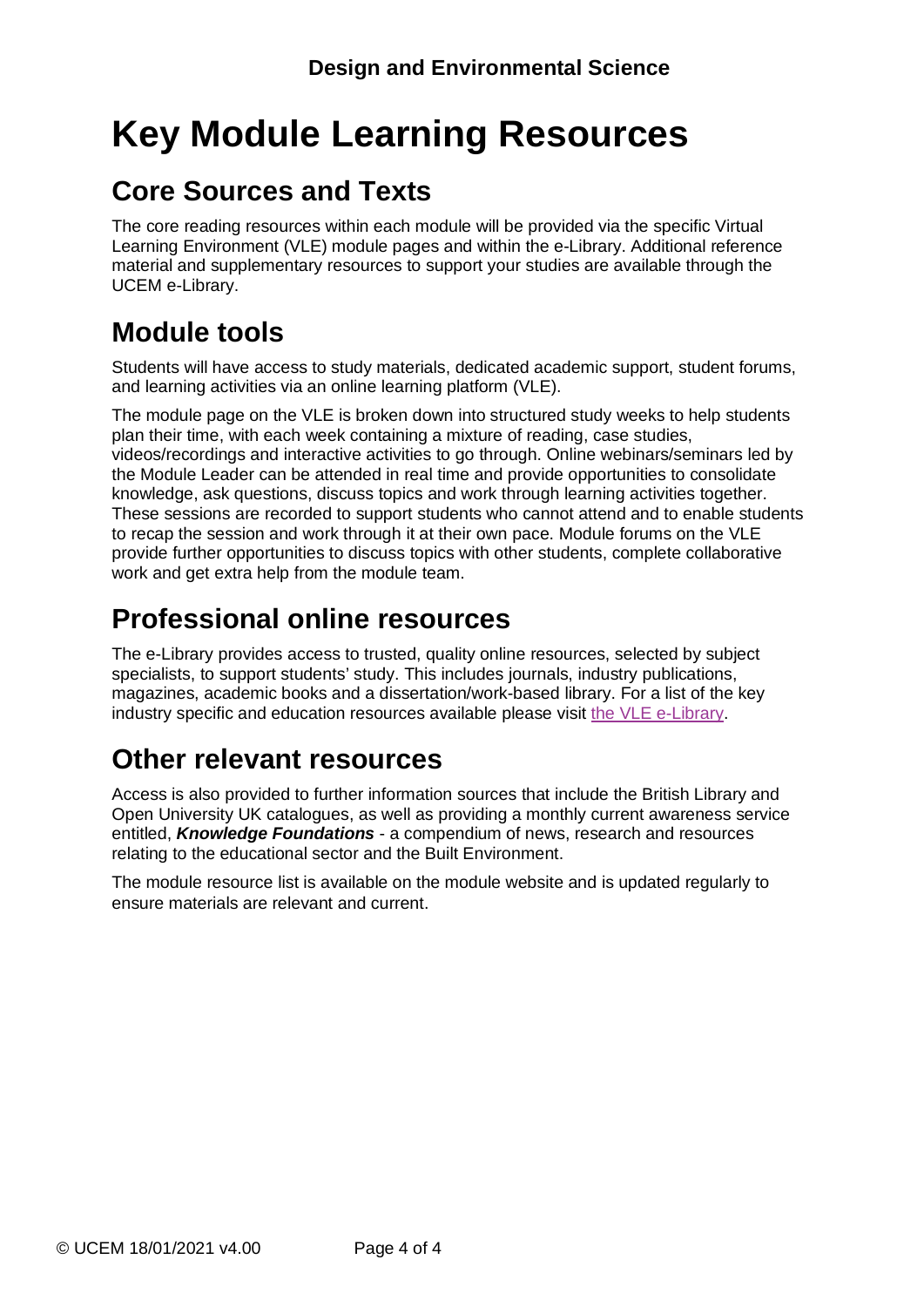# Key Module Learning Resources

## Core Sources and Texts

The core reading resources within each module will be provided via the specific Virtual Learning Environment (VLE) module pages and within the e-Library. Additional reference material and supplementary resources to support your studies are available through the UCEM e-Library.

## Module tools

Students will have access to study materials, dedicated academic support, student forums, and learning activities via an online learning platform (VLE).

The module page on the VLE is broken down into structured study weeks to help students plan their time, with each week containing a mixture of reading, case studies, videos/recordings and interactive activities to go through. Online webinars/seminars led by the Module Leader can be attended in real time and provide opportunities to consolidate knowledge, ask questions, discuss topics and work through learning activities together. These sessions are recorded to support students who cannot attend and to enable students to recap the session and work through it at their own pace. Module forums on the VLE provide further opportunities to discuss topics with other students, complete collaborative work and get extra help from the module team.

## Professional online resources

The e-Library provides access to trusted, quality online resources, selected by subject specialists, to support students' study. This includes journals, industry publications, magazines, academic books and a dissertation/work-based library. For a list of the key industry specific and education resources available please visit the VLE e-Library.

## Other relevant resources

Access is also provided to further information sources that include the British Library and Open University UK catalogues, as well as providing a monthly current awareness service entitled, ***Knowledge Foundations*** - a compendium of news, research and resources relating to the educational sector and the Built Environment.

The module resource list is available on the module website and is updated regularly to ensure materials are relevant and current.